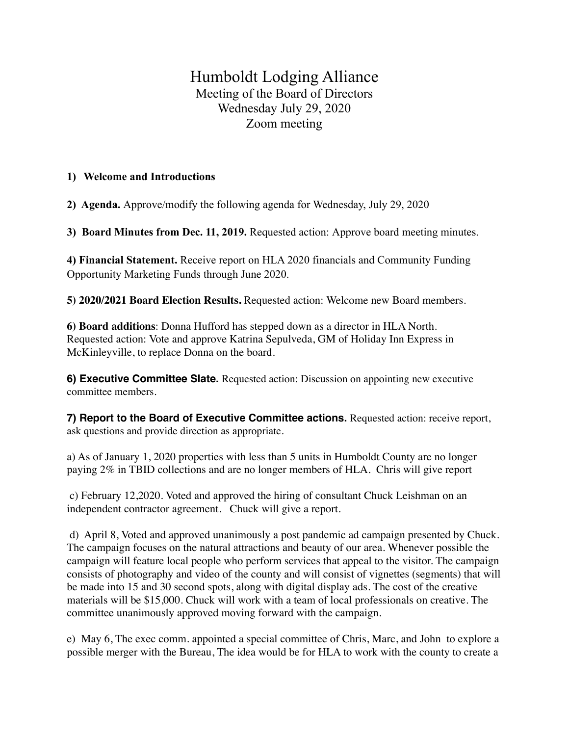# Humboldt Lodging Alliance

Meeting of the Board of Directors
Wednesday July 29, 2020
Zoom meeting

**1) Welcome and Introductions**

**2) Agenda.** Approve/modify the following agenda for Wednesday, July 29, 2020

**3) Board Minutes from Dec. 11, 2019.** Requested action: Approve board meeting minutes.

**4) Financial Statement.** Receive report on HLA 2020 financials and Community Funding Opportunity Marketing Funds through June 2020.

**5) 2020/2021 Board Election Results.** Requested action: Welcome new Board members.

**6) Board additions**: Donna Hufford has stepped down as a director in HLA North. Requested action: Vote and approve Katrina Sepulveda, GM of Holiday Inn Express in McKinleyville, to replace Donna on the board.

**6) Executive Committee Slate.** Requested action: Discussion on appointing new executive committee members.

**7) Report to the Board of Executive Committee actions.** Requested action: receive report, ask questions and provide direction as appropriate.

a) As of January 1, 2020 properties with less than 5 units in Humboldt County are no longer paying 2% in TBID collections and are no longer members of HLA. Chris will give report

c) February 12,2020. Voted and approved the hiring of consultant Chuck Leishman on an independent contractor agreement. Chuck will give a report.

d) April 8, Voted and approved unanimously a post pandemic ad campaign presented by Chuck. The campaign focuses on the natural attractions and beauty of our area. Whenever possible the campaign will feature local people who perform services that appeal to the visitor. The campaign consists of photography and video of the county and will consist of vignettes (segments) that will be made into 15 and 30 second spots, along with digital display ads. The cost of the creative materials will be $15,000. Chuck will work with a team of local professionals on creative. The committee unanimously approved moving forward with the campaign.

e) May 6, The exec comm. appointed a special committee of Chris, Marc, and John to explore a possible merger with the Bureau, The idea would be for HLA to work with the county to create a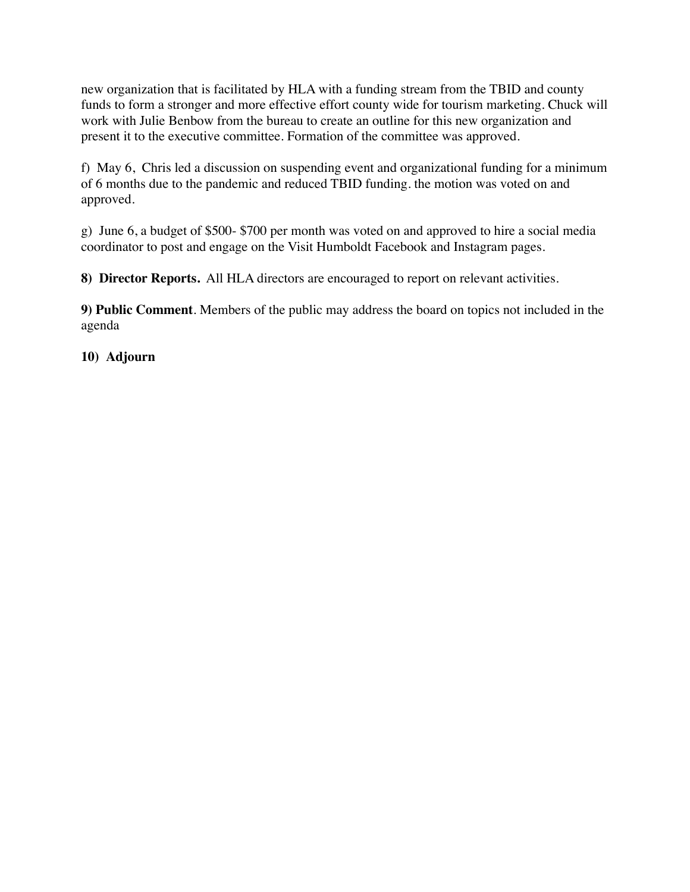new organization that is facilitated by HLA with a funding stream from the TBID and county funds to form a stronger and more effective effort county wide for tourism marketing. Chuck will work with Julie Benbow from the bureau to create an outline for this new organization and present it to the executive committee. Formation of the committee was approved.

f) May 6, Chris led a discussion on suspending event and organizational funding for a minimum of 6 months due to the pandemic and reduced TBID funding. the motion was voted on and approved.

g) June 6, a budget of $500- $700 per month was voted on and approved to hire a social media coordinator to post and engage on the Visit Humboldt Facebook and Instagram pages.

**8) Director Reports.** All HLA directors are encouraged to report on relevant activities.

**9) Public Comment**. Members of the public may address the board on topics not included in the agenda

**10) Adjourn**